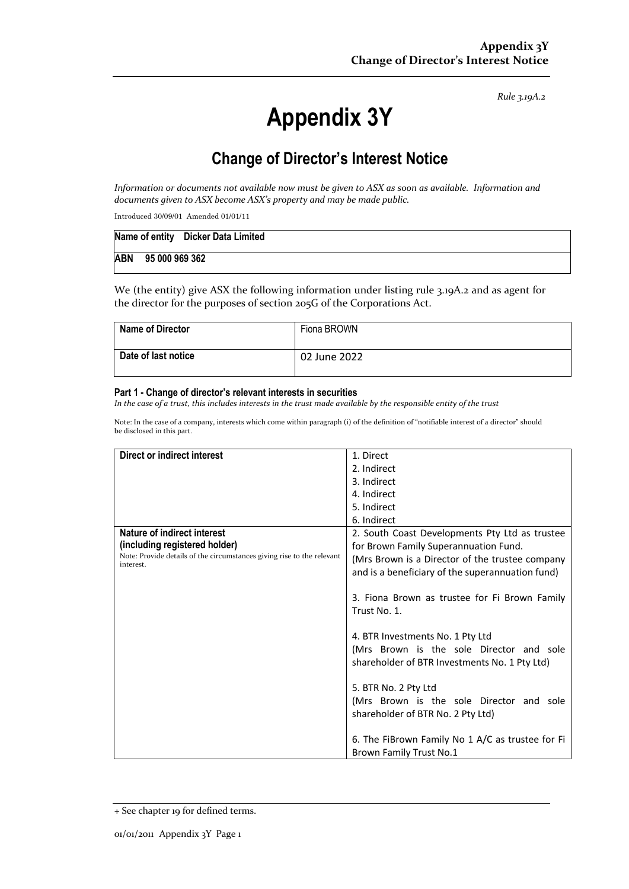*Rule 3.19A.2*

# Appendix 3Y

## Change of Director's Interest Notice

*Information or documents not available now must be given to ASX as soon as available. Information and documents given to ASX become ASX's property and may be made public.*

Introduced 30/09/01 Amended 01/01/11

| Name of entity Dicker Data Limited |
|---|
| ABN 95 000 969 362 |

We (the entity) give ASX the following information under listing rule 3.19A.2 and as agent for the director for the purposes of section 205G of the Corporations Act.

| Name of Director | Fiona BROWN |
|---|---|
| Date of last notice | 02 June 2022 |

#### Part 1 - Change of director's relevant interests in securities

*In the case of a trust, this includes interests in the trust made available by the responsible entity of the trust*

Note: In the case of a company, interests which come within paragraph (i) of the definition of "notifiable interest of a director" should be disclosed in this part.

| Direct or indirect interest | 1. Direct<br>2. Indirect<br>3. Indirect<br>4. Indirect<br>5. Indirect<br>6. Indirect |
|---|---|
| **Nature of indirect interest (including registered holder)**<br>Note: Provide details of the circumstances giving rise to the relevant interest. | 2. South Coast Developments Pty Ltd as trustee for Brown Family Superannuation Fund.<br>(Mrs Brown is a Director of the trustee company and is a beneficiary of the superannuation fund)<br><br>3. Fiona Brown as trustee for Fi Brown Family Trust No. 1.<br><br>4. BTR Investments No. 1 Pty Ltd<br>(Mrs Brown is the sole Director and sole shareholder of BTR Investments No. 1 Pty Ltd)<br><br>5. BTR No. 2 Pty Ltd<br>(Mrs Brown is the sole Director and sole shareholder of BTR No. 2 Pty Ltd)<br><br>6. The FiBrown Family No 1 A/C as trustee for Fi Brown Family Trust No.1 |

+ See chapter 19 for defined terms.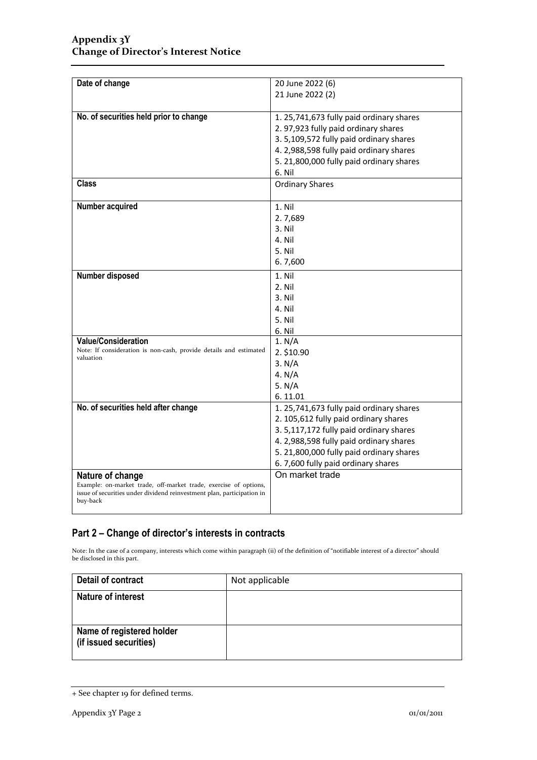| Date of change | 20 June 2022 (6)<br>21 June 2022 (2) |
| --- | --- |
| **No. of securities held prior to change** | 1. 25,741,673 fully paid ordinary shares<br>2. 97,923 fully paid ordinary shares<br>3. 5,109,572 fully paid ordinary shares<br>4. 2,988,598 fully paid ordinary shares<br>5. 21,800,000 fully paid ordinary shares<br>6. Nil |
| **Class** | Ordinary Shares |
| **Number acquired** | 1. Nil<br>2. 7,689<br>3. Nil<br>4. Nil<br>5. Nil<br>6. 7,600 |
| **Number disposed** | 1. Nil<br>2. Nil<br>3. Nil<br>4. Nil<br>5. Nil<br>6. Nil |
| **Value/Consideration**<br>Note: If consideration is non-cash, provide details and estimated valuation | 1. N/A<br>2. $10.90<br>3. N/A<br>4. N/A<br>5. N/A<br>6. 11.01 |
| **No. of securities held after change** | 1. 25,741,673 fully paid ordinary shares<br>2. 105,612 fully paid ordinary shares<br>3. 5,117,172 fully paid ordinary shares<br>4. 2,988,598 fully paid ordinary shares<br>5. 21,800,000 fully paid ordinary shares<br>6. 7,600 fully paid ordinary shares |
| **Nature of change**<br>Example: on-market trade, off-market trade, exercise of options, issue of securities under dividend reinvestment plan, participation in buy-back | On market trade |

## Part 2 – Change of director's interests in contracts

Note: In the case of a company, interests which come within paragraph (ii) of the definition of "notifiable interest of a director" should be disclosed in this part.

| Detail of contract | Not applicable |
| --- | --- |
| **Nature of interest** | |
| **Name of registered holder (if issued securities)** | |

+ See chapter 19 for defined terms.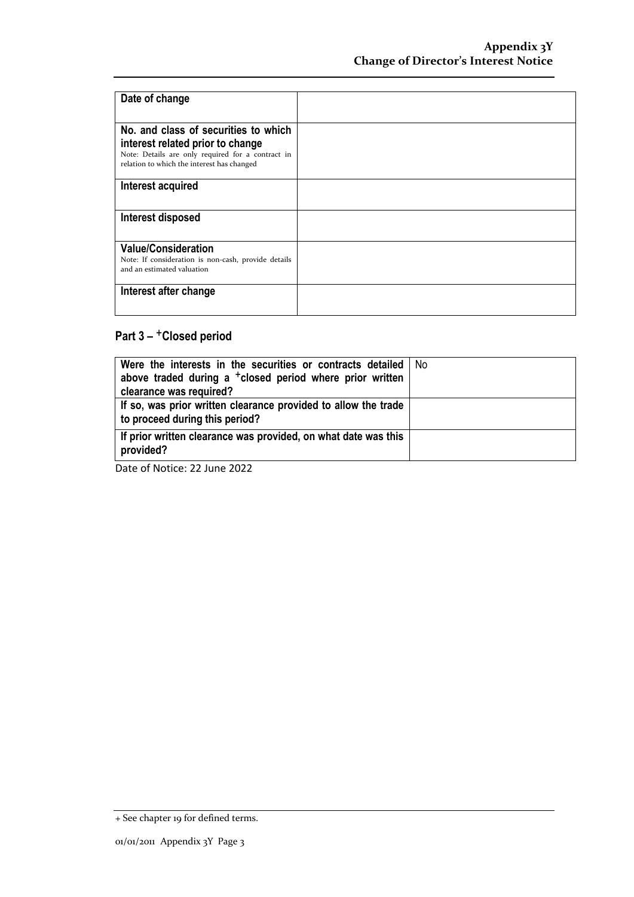| | |
|---|---|
| **Date of change** | |
| **No. and class of securities to which interest related prior to change**<br>Note: Details are only required for a contract in relation to which the interest has changed | |
| **Interest acquired** | |
| **Interest disposed** | |
| **Value/Consideration**<br>Note: If consideration is non-cash, provide details and an estimated valuation | |
| **Interest after change** | |

## Part 3 – +Closed period

| | |
|---|---|
| **Were the interests in the securities or contracts detailed above traded during a +closed period where prior written clearance was required?** | No |
| **If so, was prior written clearance provided to allow the trade to proceed during this period?** | |
| **If prior written clearance was provided, on what date was this provided?** | |

Date of Notice: 22 June 2022

+ See chapter 19 for defined terms.